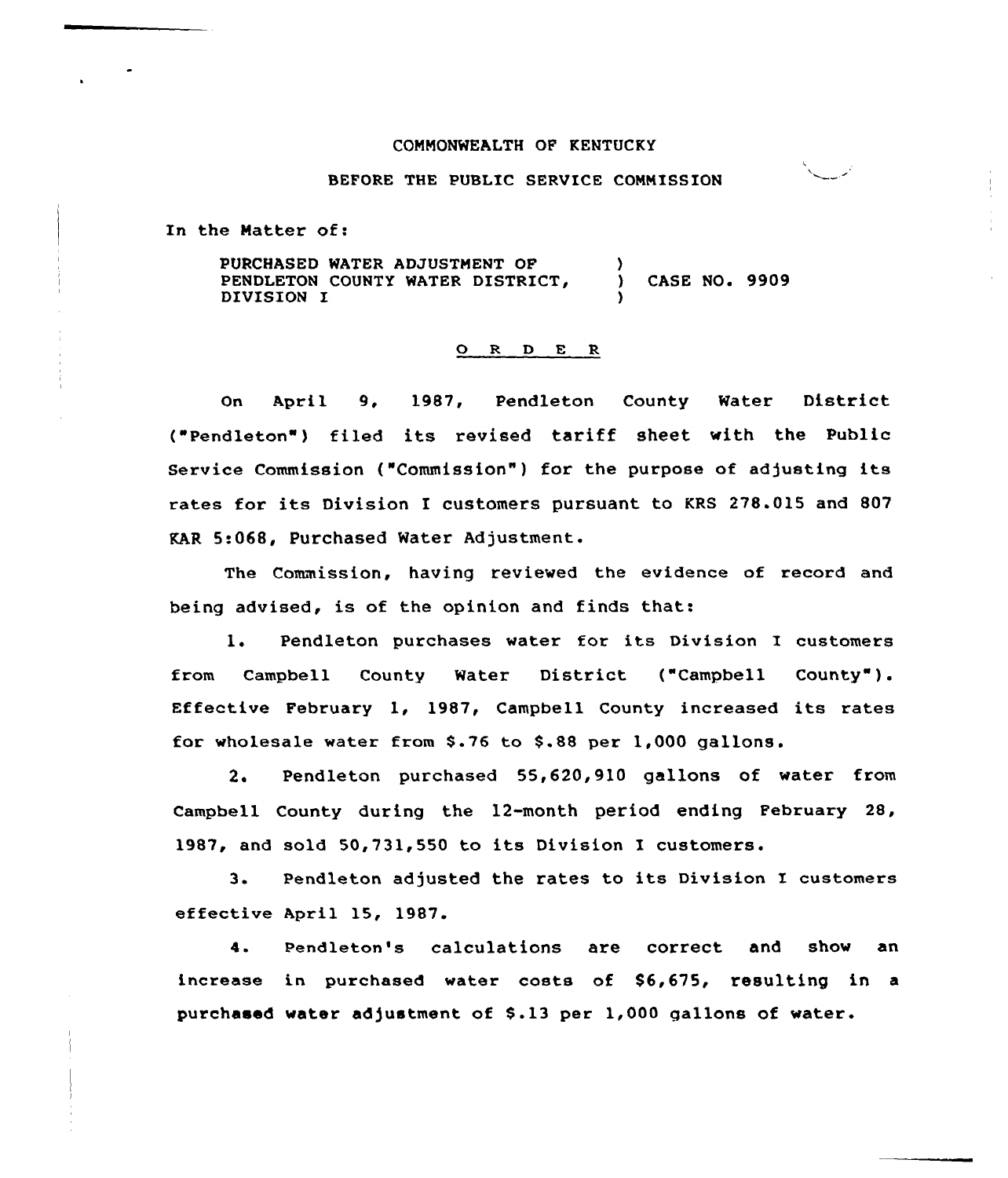COMMONWEALTH OF KENTUCKY

BEFORE THE PUBLIC SERVICE COMMISSION

In the Matter of:

PURCHASED WATER ADJUSTMENT OF PENDLETON COUNTY WATER DISTRICT, DIVISION I ) CASE NO. 9909

O R D E R

On April 9, 1987, Pendleton County Water District ("Pendleton") filed its revised tariff sheet with the Public Service Commission ("Commission") for the purpose of adjusting its rates for its Division I customers pursuant to KRS 278.015 and 807 KAR 5:068, Purchased Water Adjustment.

The Commission, having reviewed the evidence of record and being advised, is of the opinion and finds that:

1. Pendleton purchases water for its Division I customers from Campbell County Water District ("Campbell County"). Effective February 1, 1987, Campbell County increased its rates for wholesale water from $.76 to $.88 per 1,000 gallons.

2. Pendleton purchased 55,620,910 gallons of water from Campbell County during the 12-month period ending February 28, 1987, and sold 50,731,550 to its Division I customers.

3. Pendleton adjusted the rates to its Division I customers effective April 15, 1987.

4. Pendleton's calculations are correct and show an increase in purchased water costs of $6,675, resulting in a purchased water adjustment of $.13 per 1,000 gallons of water.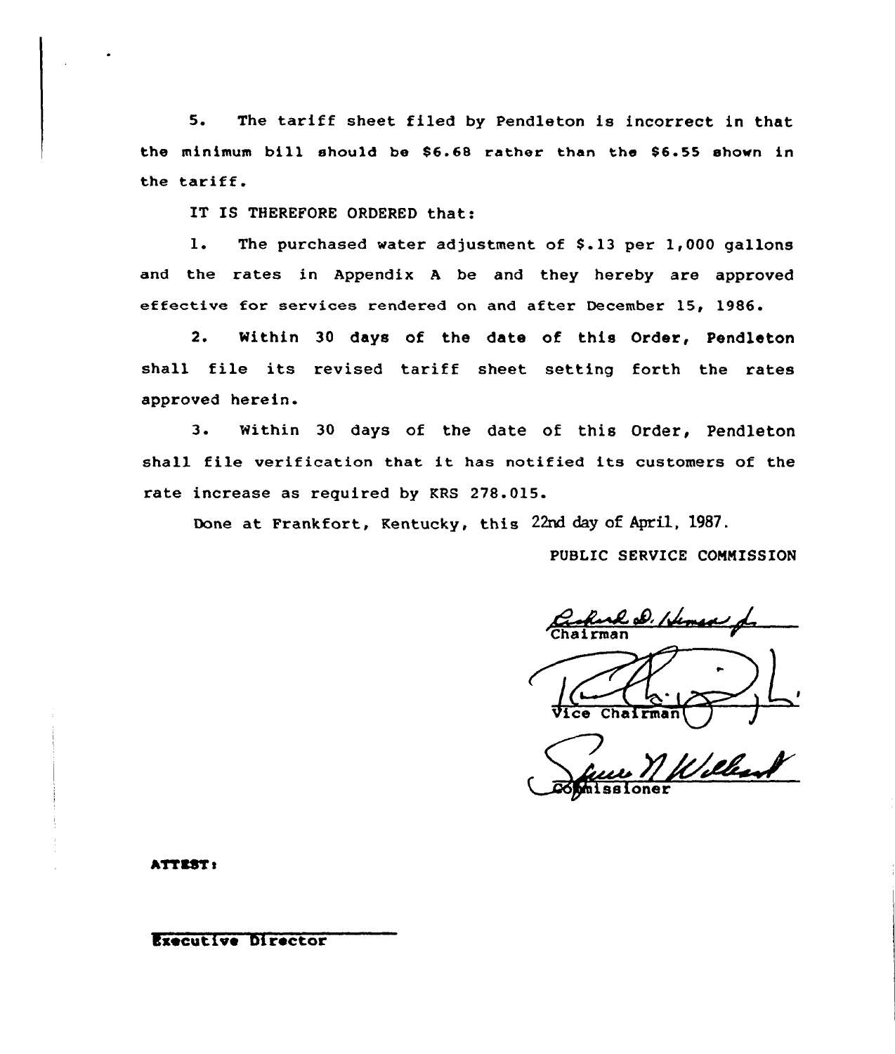5. The tariff sheet filed by Pendleton is incorrect in that the minimum bill should be $6.68 rather than the $6.55 shown in the tariff.

IT IS THEREFORE ORDERED that:

1. The purchased water adjustment of $.13 per 1,000 gallons and the rates in Appendix A be and they hereby are approved effective for services rendered on and after December 15, 1986.

2. Within 30 days of the date of this Order, Pendleton shall file its revised tariff sheet setting forth the rates approved herein.

3. Within 30 days of the date of this Order, Pendleton shall file verification that it has notified its customers of the rate increase as required by KRS 278.015.

Done at Frankfort, Kentucky, this 22nd day of April, 1987.

PUBLIC SERVICE COMMISSION

Chairman

Vice Chairman

Commissioner

ATTEST:

Executive Director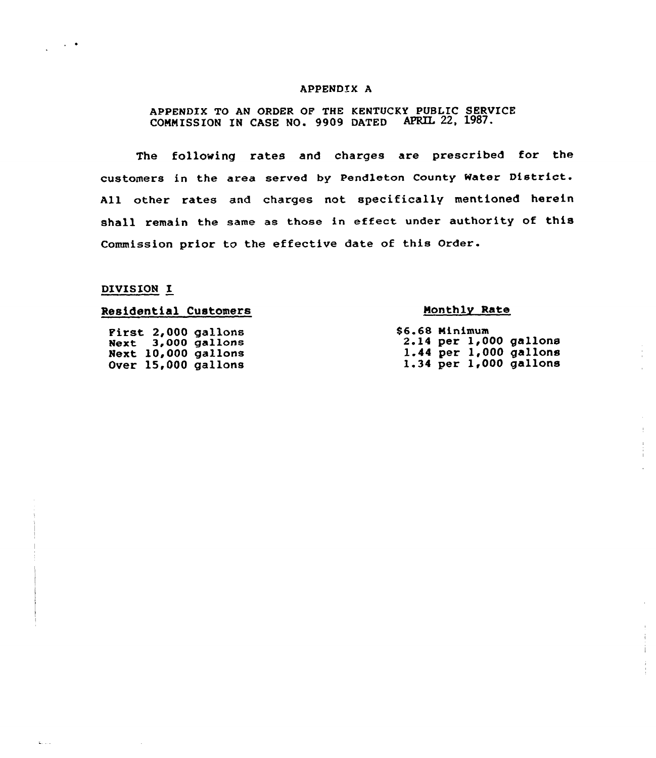APPENDIX A

APPENDIX TO AN ORDER OF THE KENTUCKY PUBLIC SERVICE COMMISSION IN CASE NO. 9909 DATED APRIL 22, 1987.

The following rates and charges are prescribed for the customers in the area served by Pendleton County Water District. All other rates and charges not specifically mentioned herein shall remain the same as those in effect under authority of this Commission prior to the effective date of this Order.

DIVISION I

| Residential Customers | Monthly Rate |
| --- | --- |
| First 2,000 gallons | $6.68 Minimum |
| Next 3,000 gallons | 2.14 per 1,000 gallons |
| Next 10,000 gallons | 1.44 per 1,000 gallons |
| Over 15,000 gallons | 1.34 per 1,000 gallons |